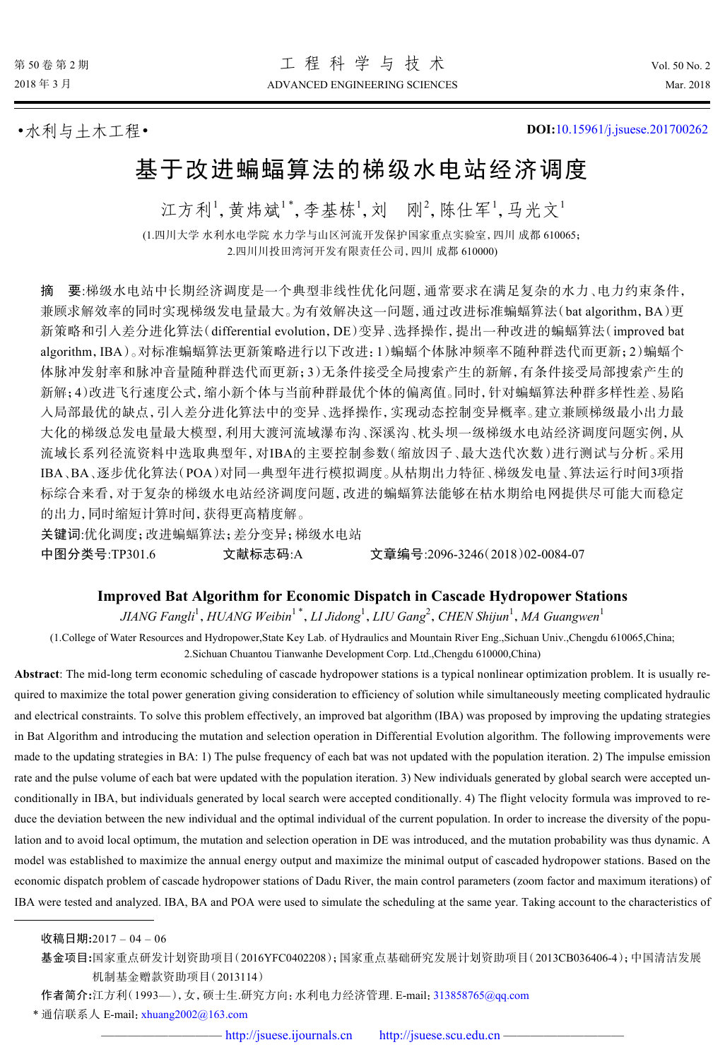•水利与土木工程•

**DOI:**10.15961/j.jsuese.201700262

# 基于改进蝙蝠算法的梯级水电站经济调度

江方利[1],黄炜斌[1*],李基栋[1],刘　刚[2],陈仕军[1],马光文[1]

(1.四川大学 水利水电学院 水力学与山区河流开发保护国家重点实验室,四川 成都 610065;
2.四川川投田湾河开发有限责任公司,四川 成都 610000)

**摘　要**:梯级水电站中长期经济调度是一个典型非线性优化问题,通常要求在满足复杂的水力、电力约束条件,兼顾求解效率的同时实现梯级发电量最大。为有效解决这一问题,通过改进标准蝙蝠算法(bat algorithm, BA)更新策略和引入差分进化算法(differential evolution, DE)变异、选择操作,提出一种改进的蝙蝠算法(improved bat algorithm, IBA)。对标准蝙蝠算法更新策略进行以下改进:1)蝙蝠个体脉冲频率不随种群迭代而更新;2)蝙蝠个体脉冲发射率和脉冲音量随种群迭代而更新;3)无条件接受全局搜索产生的新解,有条件接受局部搜索产生的新解;4)改进飞行速度公式,缩小新个体与当前种群最优个体的偏离值。同时,针对蝙蝠算法种群多样性差、易陷入局部最优的缺点,引入差分进化算法中的变异、选择操作,实现动态控制变异概率。建立兼顾梯级最小出力最大化的梯级总发电量最大模型,利用大渡河流域瀑布沟、深溪沟、枕头坝一级梯级水电站经济调度问题实例,从流域长系列径流资料中选取典型年,对IBA的主要控制参数(缩放因子、最大迭代次数)进行测试与分析。采用IBA、BA、逐步优化算法(POA)对同一典型年进行模拟调度。从枯期出力特征、梯级发电量、算法运行时间3项指标综合来看,对于复杂的梯级水电站经济调度问题,改进的蝙蝠算法能够在枯水期给电网提供尽可能大而稳定的出力,同时缩短计算时间,获得更高精度解。

**关键词**:优化调度;改进蝙蝠算法;差分变异;梯级水电站

**中图分类号**:TP301.6　　**文献标志码**:A　　**文章编号**:2096-3246(2018)02-0084-07

## Improved Bat Algorithm for Economic Dispatch in Cascade Hydropower Stations

*JIANG Fangli*[1], *HUANG Weibin*[1*], *LI Jidong*[1], *LIU Gang*[2], *CHEN Shijun*[1], *MA Guangwen*[1]

(1.College of Water Resources and Hydropower,State Key Lab. of Hydraulics and Mountain River Eng.,Sichuan Univ.,Chengdu 610065,China;
2.Sichuan Chuantou Tianwanhe Development Corp. Ltd.,Chengdu 610000,China)

**Abstract**: The mid-long term economic scheduling of cascade hydropower stations is a typical nonlinear optimization problem. It is usually required to maximize the total power generation giving consideration to efficiency of solution while simultaneously meeting complicated hydraulic and electrical constraints. To solve this problem effectively, an improved bat algorithm (IBA) was proposed by improving the updating strategies in Bat Algorithm and introducing the mutation and selection operation in Differential Evolution algorithm. The following improvements were made to the updating strategies in BA: 1) The pulse frequency of each bat was not updated with the population iteration. 2) The impulse emission rate and the pulse volume of each bat were updated with the population iteration. 3) New individuals generated by global search were accepted unconditionally in IBA, but individuals generated by local search were accepted conditionally. 4) The flight velocity formula was improved to reduce the deviation between the new individual and the optimal individual of the current population. In order to increase the diversity of the population and to avoid local optimum, the mutation and selection operation in DE was introduced, and the mutation probability was thus dynamic. A model was established to maximize the annual energy output and maximize the minimal output of cascaded hydropower stations. Based on the economic dispatch problem of cascade hydropower stations of Dadu River, the main control parameters (zoom factor and maximum iterations) of IBA were tested and analyzed. IBA, BA and POA were used to simulate the scheduling at the same year. Taking account to the characteristics of

---

**收稿日期**:2017 – 04 – 06

**基金项目**:国家重点研发计划资助项目(2016YFC0402208);国家重点基础研究发展计划资助项目(2013CB036406-4);中国清洁发展机制基金赠款资助项目(2013114)

**作者简介**:江方利(1993—),女,硕士生.研究方向:水利电力经济管理. E-mail: 313858765@qq.com

\* 通信联系人 E-mail: xhuang2002@163.com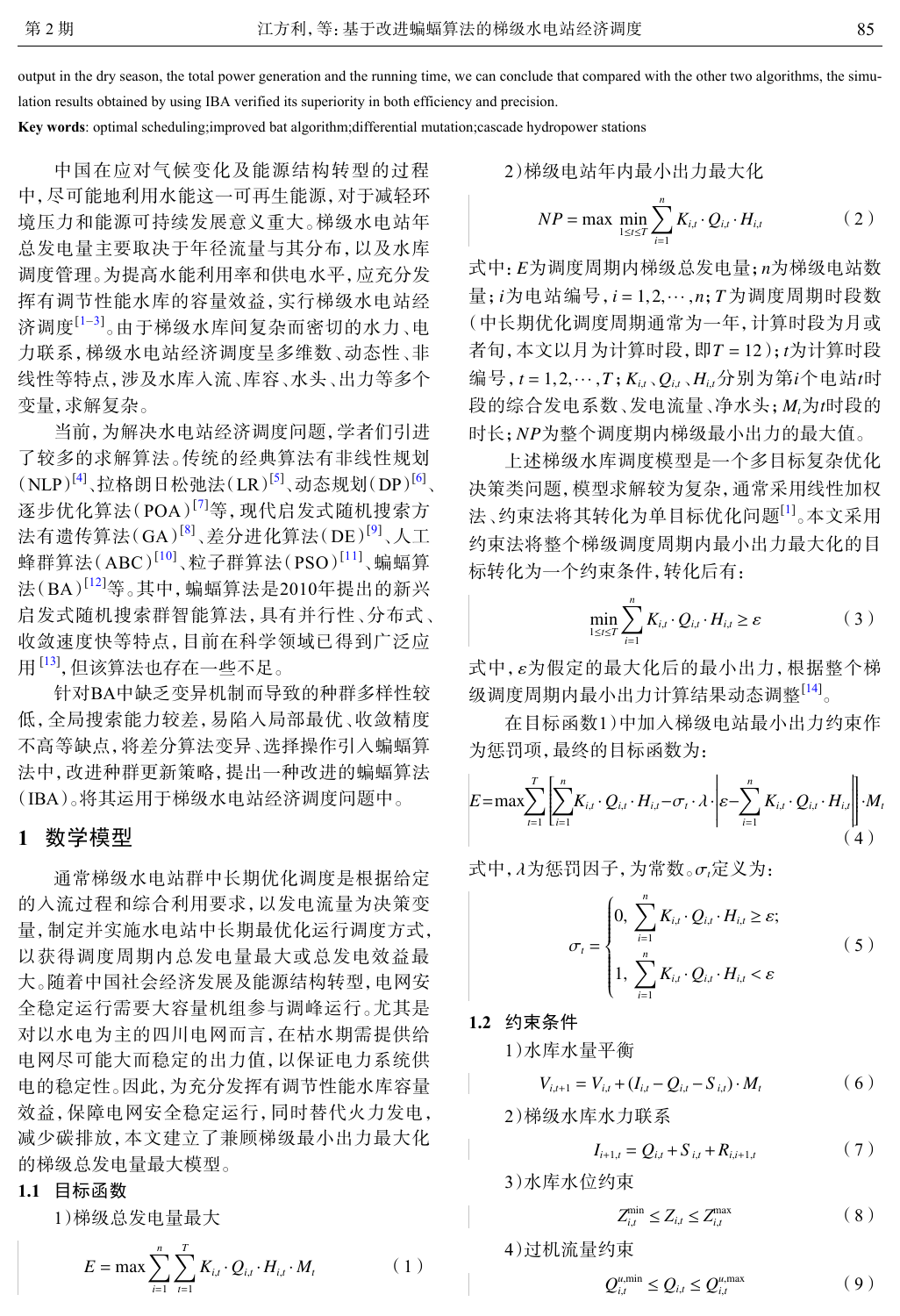output in the dry season, the total power generation and the running time, we can conclude that compared with the other two algorithms, the simulation results obtained by using IBA verified its superiority in both efficiency and precision.

**Key words**: optimal scheduling;improved bat algorithm;differential mutation;cascade hydropower stations

中国在应对气候变化及能源结构转型的过程中,尽可能地利用水能这一可再生能源,对于减轻环境压力和能源可持续发展意义重大。梯级水电站年总发电量主要取决于年径流量与其分布,以及水库调度管理。为提高水能利用率和供电水平,应充分发挥有调节性能水库的容量效益,实行梯级水电站经济调度[1–3]。由于梯级水库间复杂而密切的水力、电力联系,梯级水电站经济调度呈多维数、动态性、非线性等特点,涉及水库入流、库容、水头、出力等多个变量,求解复杂。

当前,为解决水电站经济调度问题,学者们引进了较多的求解算法。传统的经典算法有非线性规划(NLP)[4]、拉格朗日松弛法(LR)[5]、动态规划(DP)[6]、逐步优化算法(POA)[7]等,现代启发式随机搜索方法有遗传算法(GA)[8]、差分进化算法(DE)[9]、人工蜂群算法(ABC)[10]、粒子群算法(PSO)[11]、蝙蝠算法(BA)[12]等。其中,蝙蝠算法是2010年提出的新兴启发式随机搜索群智能算法,具有并行性、分布式、收敛速度快等特点,目前在科学领域已得到广泛应用[13],但该算法也存在一些不足。

针对BA中缺乏变异机制而导致的种群多样性较低,全局搜索能力较差,易陷入局部最优、收敛精度不高等缺点,将差分算法变异、选择操作引入蝙蝠算法中,改进种群更新策略,提出一种改进的蝙蝠算法(IBA)。将其运用于梯级水电站经济调度问题中。

## 1 数学模型

通常梯级水电站群中长期优化调度是根据给定的入流过程和综合利用要求,以发电流量为决策变量,制定并实施水电站中长期最优化运行调度方式,以获得调度周期内总发电量最大或总发电效益最大。随着中国社会经济发展及能源结构转型,电网安全稳定运行需要大容量机组参与调峰运行。尤其是对以水电为主的四川电网而言,在枯水期需提供给电网尽可能大而稳定的出力值,以保证电力系统供电的稳定性。因此,为充分发挥有调节性能水库容量效益,保障电网安全稳定运行,同时替代火力发电,减少碳排放,本文建立了兼顾梯级最小出力最大化的梯级总发电量最大模型。

### 1.1 目标函数

1)梯级总发电量最大

$$E = \max \sum_{i=1}^{n} \sum_{t=1}^{T} K_{i,t} \cdot Q_{i,t} \cdot H_{i,t} \cdot M_t \tag{1}$$

2)梯级电站年内最小出力最大化

$$NP = \max \min_{1 \le t \le T} \sum_{i=1}^{n} K_{i,t} \cdot Q_{i,t} \cdot H_{i,t} \tag{2}$$

式中:$E$为调度周期内梯级总发电量;$n$为梯级电站数量;$i$为电站编号,$i = 1,2,\cdots,n$;$T$为调度周期时段数(中长期优化调度周期通常为一年,计算时段为月或者旬,本文以月为计算时段,即$T = 12$);$t$为计算时段编号,$t = 1,2,\cdots,T$;$K_{i,t}$、$Q_{i,t}$、$H_{i,t}$分别为第$i$个电站$t$时段的综合发电系数、发电流量、净水头;$M_t$为$t$时段的时长;$NP$为整个调度期内梯级最小出力的最大值。

上述梯级水库调度模型是一个多目标复杂优化决策类问题,模型求解较为复杂,通常采用线性加权法、约束法将其转化为单目标优化问题[1]。本文采用约束法将整个梯级调度周期内最小出力最大化的目标转化为一个约束条件,转化后有:

$$\min_{1 \le t \le T} \sum_{i=1}^{n} K_{i,t} \cdot Q_{i,t} \cdot H_{i,t} \ge \varepsilon \tag{3}$$

式中,$\varepsilon$为假定的最大化后的最小出力,根据整个梯级调度周期内最小出力计算结果动态调整[14]。

在目标函数1)中加入梯级电站最小出力约束作为惩罚项,最终的目标函数为:

$$E = \max \sum_{t=1}^{T} \left[ \sum_{i=1}^{n} K_{i,t} \cdot Q_{i,t} \cdot H_{i,t} - \sigma_t \cdot \lambda \cdot \left| \varepsilon - \sum_{i=1}^{n} K_{i,t} \cdot Q_{i,t} \cdot H_{i,t} \right| \right] \cdot M_t \tag{4}$$

式中,$\lambda$为惩罚因子,为常数。$\sigma_t$定义为:

$$\sigma_t = \begin{cases} 0, & \sum_{i=1}^{n} K_{i,t} \cdot Q_{i,t} \cdot H_{i,t} \ge \varepsilon; \\ 1, & \sum_{i=1}^{n} K_{i,t} \cdot Q_{i,t} \cdot H_{i,t} < \varepsilon \end{cases} \tag{5}$$

### 1.2 约束条件

1)水库水量平衡

$$V_{i,t+1} = V_{i,t} + (I_{i,t} - Q_{i,t} - S_{i,t}) \cdot M_t \tag{6}$$

2)梯级水库水力联系

$$I_{i+1,t} = Q_{i,t} + S_{i,t} + R_{i,i+1,t} \tag{7}$$

3)水库水位约束

$$Z_{i,t}^{\min} \le Z_{i,t} \le Z_{i,t}^{\max} \tag{8}$$

4)过机流量约束

$$Q_{i,t}^{u,\min} \le Q_{i,t} \le Q_{i,t}^{u,\max} \tag{9}$$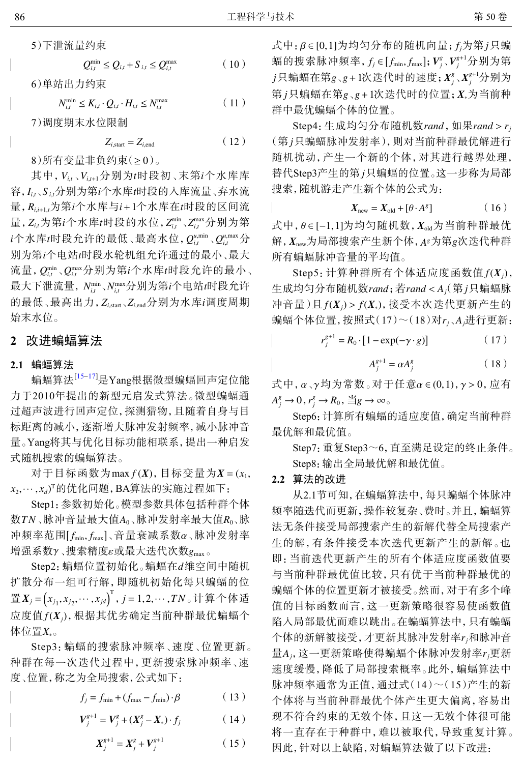5）下泄流量约束

$$Q_{i,t}^{\min} \le Q_{i,t} + S_{i,t} \le Q_{i,t}^{\max} \tag{10}$$

6）单站出力约束

$$N_{i,t}^{\min} \le K_{i,t} \cdot Q_{i,t} \cdot H_{i,t} \le N_{i,t}^{\max} \tag{11}$$

7）调度期末水位限制

$$Z_{i,\text{start}} = Z_{i,\text{end}} \tag{12}$$

8）所有变量非负约束（$\ge 0$）。

其中，$V_{i,t}$、$V_{i,t+1}$分别为$t$时段初、末第$i$个水库库容，$I_{i,t}$、$S_{i,t}$分别为第$i$个水库$t$时段的入库流量、弃水流量，$R_{i,i+1,t}$为第$i$个水库与$i+1$个水库在$t$时段的区间流量，$Z_{i,t}$为第$i$个水库$t$时段的水位，$Z_{i,t}^{\min}$、$Z_{i,t}^{\max}$分别为第$i$个水库$t$时段允许的最低、最高水位，$Q_{i,t}^{u,\min}$、$Q_{i,t}^{u,\max}$分别为第$i$个电站$t$时段水轮机组允许通过的最小、最大流量，$Q_{i,t}^{\min}$、$Q_{i,t}^{\max}$分别为第$i$个水库$t$时段允许的最小、最大下泄流量，$N_{i,t}^{\min}$、$N_{i,t}^{\max}$分别为第$i$个电站$t$时段允许的最低、最高出力，$Z_{i,\text{start}}$、$Z_{i,\text{end}}$分别为水库$i$调度周期始末水位。

## 2 改进蝙蝠算法

### 2.1 蝙蝠算法

蝙蝠算法[15–17]是Yang根据微型蝙蝠回声定位能力于2010年提出的新型元启发式算法。微型蝙蝠通过超声波进行回声定位，探测猎物，且随着自身与目标距离的减小，逐渐增大脉冲发射频率，减小脉冲音量。Yang将其与优化目标功能相联系，提出一种启发式随机搜索的蝙蝠算法。

对于目标函数为$\max f(\boldsymbol{X})$，目标变量为$\boldsymbol{X}=(x_1, x_2, \cdots, x_d)^{\mathrm{T}}$的优化问题，BA算法的实施过程如下：

Step1：参数初始化。模型参数具体包括种群个体数$TN$、脉冲音量最大值$A_0$、脉冲发射率最大值$R_0$、脉冲频率范围$[f_{\min}, f_{\max}]$、音量衰减系数$\alpha$、脉冲发射率增强系数$\gamma$、搜索精度$\varepsilon$或最大迭代次数$g_{\max}$。

Step2：蝙蝠位置初始化。蝙蝠在$d$维空间中随机扩散分布一组可行解，即随机初始化每只蝙蝠的位置$\boldsymbol{X}_j=\left(x_{j1}, x_{j2}, \cdots, x_{jd}\right)^{\mathrm{T}}$，$j=1,2,\cdots,TN$。计算个体适应度值$f(\boldsymbol{X}_j)$，根据其优劣确定当前种群最优蝙蝠个体位置$\boldsymbol{X}_*$。

Step3：蝙蝠的搜索脉冲频率、速度、位置更新。种群在每一次迭代过程中，更新搜索脉冲频率、速度、位置，称之为全局搜索，公式如下：

$$f_j = f_{\min} + (f_{\max} - f_{\min}) \cdot \beta \tag{13}$$

$$\boldsymbol{V}_j^{g+1} = \boldsymbol{V}_j^{g} + (\boldsymbol{X}_j^{g} - \boldsymbol{X}_*) \cdot f_j \tag{14}$$

$$\boldsymbol{X}_j^{g+1} = \boldsymbol{X}_j^{g} + \boldsymbol{V}_j^{g+1} \tag{15}$$

式中：$\beta \in [0,1]$为均匀分布的随机向量；$f_j$为第$j$只蝙蝠的搜索脉冲频率，$f_j \in [f_{\min}, f_{\max}]$；$\boldsymbol{V}_j^{g}$、$\boldsymbol{V}_j^{g+1}$分别为第$j$只蝙蝠在第$g$、$g+1$次迭代时的速度；$\boldsymbol{X}_j^{g}$、$\boldsymbol{X}_j^{g+1}$分别为第$j$只蝙蝠在第$g$、$g+1$次迭代时的位置；$\boldsymbol{X}_*$为当前种群中最优蝙蝠个体的位置。

Step4：生成均匀分布随机数$rand$，如果$rand > r_j$（第$j$只蝙蝠脉冲发射率），则对当前种群最优解进行随机扰动，产生一个新的个体，对其进行越界处理，替代Step3产生的第$j$只蝙蝠的位置。这一步称为局部搜索，随机游走产生新个体的公式为：

$$\boldsymbol{X}_{\text{new}} = \boldsymbol{X}_{\text{old}} + [\theta \cdot A^{g}] \tag{16}$$

式中，$\theta \in [-1,1]$为均匀随机数，$\boldsymbol{X}_{\text{old}}$为当前种群最优解，$\boldsymbol{X}_{\text{new}}$为局部搜索产生新个体，$A^{g}$为第$g$次迭代种群所有蝙蝠脉冲音量的平均值。

Step5：计算种群所有个体适应度函数值$f(\boldsymbol{X}_j)$，生成均匀分布随机数$rand$；若$rand < A_j$（第$j$只蝙蝠脉冲音量）且$f(\boldsymbol{X}_j) > f(\boldsymbol{X}_*)$，接受本次迭代更新产生的蝙蝠个体位置，按照式（17）～（18）对$r_j$、$A_j$进行更新：

$$r_j^{g+1} = R_0 \cdot [1 - \exp(-\gamma \cdot g)] \tag{17}$$

$$A_j^{g+1} = \alpha A_j^{g} \tag{18}$$

式中，$\alpha$、$\gamma$均为常数。对于任意$\alpha \in (0,1)$，$\gamma > 0$，应有$A_j^{g} \to 0$，$r_j^{g} \to R_0$，当$g \to \infty$。

Step6：计算所有蝙蝠的适应度值，确定当前种群最优解和最优值。

Step7：重复Step3～6，直至满足设定的终止条件。

Step8：输出全局最优解和最优值。

### 2.2 算法的改进

从2.1节可知，在蝙蝠算法中，每只蝙蝠个体脉冲频率随迭代而更新，操作较复杂、费时。并且，蝙蝠算法无条件接受局部搜索产生的新解代替全局搜索产生的解，有条件接受本次迭代更新产生的新解。也即：当前迭代更新产生的所有个体适应度函数值要与当前种群最优值比较，只有优于当前种群最优的蝙蝠个体的位置更新才被接受。然而，对于有多个峰值的目标函数而言，这一更新策略很容易使函数值陷入局部最优而难以跳出。在蝙蝠算法中，只有蝙蝠个体的新解被接受，才更新其脉冲发射率$r_j$和脉冲音量$A_j$，这一更新策略使得蝙蝠个体脉冲发射率$r_j$更新速度缓慢，降低了局部搜索概率。此外，蝙蝠算法中脉冲频率通常为正值，通过式（14）～（15）产生的新个体将与当前种群最优个体产生更大偏离，容易出现不符合约束的无效个体，且这一无效个体很可能将一直存在于种群中，难以被取代，导致重复计算。因此，针对以上缺陷，对蝙蝠算法做了以下改进：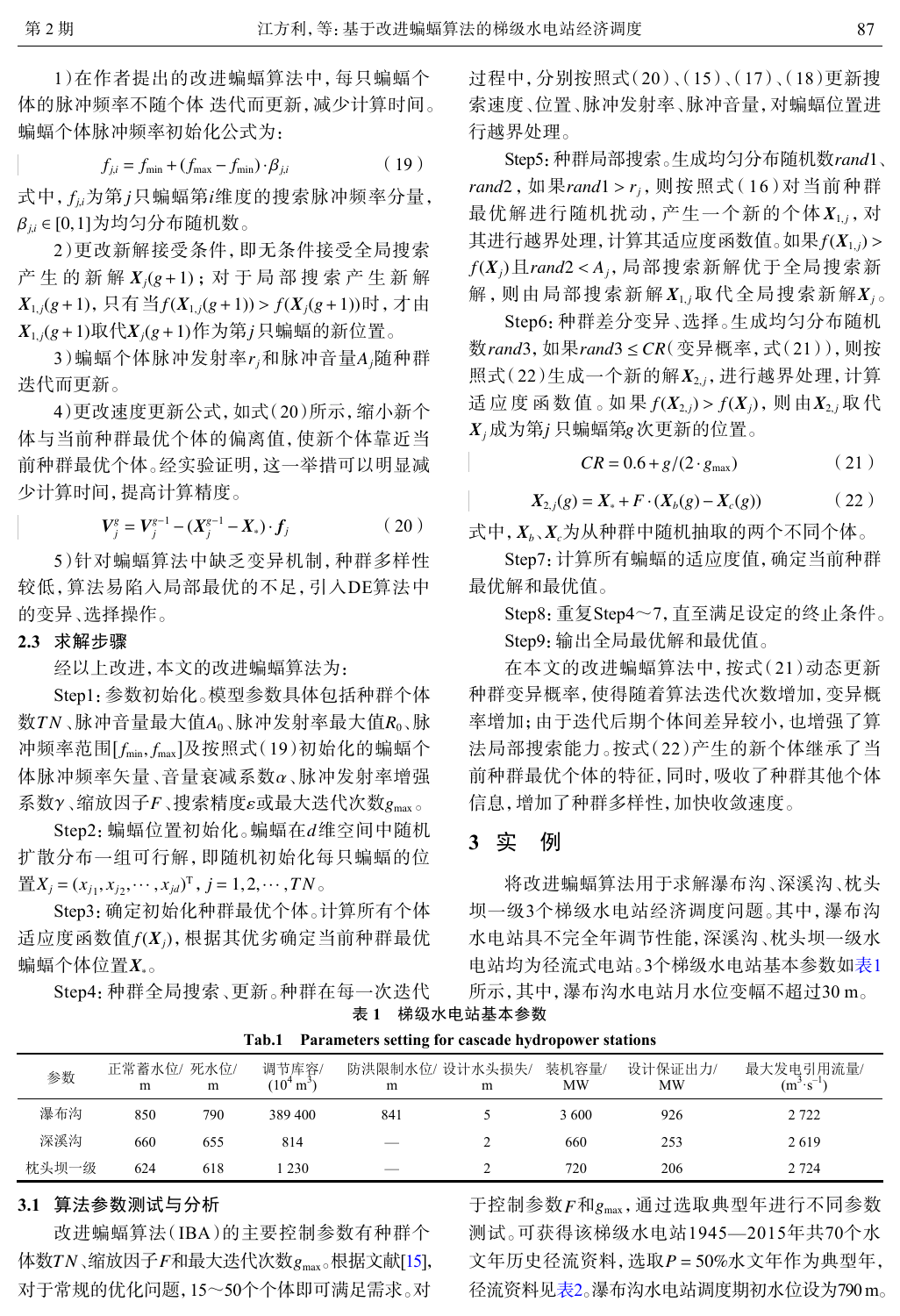1）在作者提出的改进蝙蝠算法中，每只蝙蝠个体的脉冲频率不随个体 迭代而更新，减少计算时间。蝙蝠个体脉冲频率初始化公式为：

$$f_{j,i} = f_{\min} + (f_{\max} - f_{\min}) \cdot \beta_{j,i} \tag{19}$$

式中，$f_{j,i}$为第$j$只蝙蝠第$i$维度的搜索脉冲频率分量，$\beta_{j,i} \in [0,1]$为均匀分布随机数。

2）更改新解接受条件，即无条件接受全局搜索产生的新解$\boldsymbol{X}_j(g+1)$；对于局部搜索产生新解$\boldsymbol{X}_{1,j}(g+1)$，只有当$f(\boldsymbol{X}_{1,j}(g+1)) > f(\boldsymbol{X}_j(g+1))$时，才由$\boldsymbol{X}_{1,j}(g+1)$取代$\boldsymbol{X}_j(g+1)$作为第$j$只蝙蝠的新位置。

3）蝙蝠个体脉冲发射率$r_j$和脉冲音量$A_j$随种群迭代而更新。

4）更改速度更新公式，如式（20）所示，缩小新个体与当前种群最优个体的偏离值，使新个体靠近当前种群最优个体。经实验证明，这一举措可以明显减少计算时间，提高计算精度。

$$\boldsymbol{V}_j^g = \boldsymbol{V}_j^{g-1} - (\boldsymbol{X}_j^{g-1} - \boldsymbol{X}_*) \cdot \boldsymbol{f}_j \tag{20}$$

5）针对蝙蝠算法中缺乏变异机制，种群多样性较低，算法易陷入局部最优的不足，引入DE算法中的变异、选择操作。

### 2.3 求解步骤

经以上改进，本文的改进蝙蝠算法为：

Step1：参数初始化。模型参数具体包括种群个体数$TN$、脉冲音量最大值$A_0$、脉冲发射率最大值$R_0$、脉冲频率范围$[f_{\min}, f_{\max}]$及按照式（19）初始化的蝙蝠个体脉冲频率矢量、音量衰减系数$\alpha$、脉冲发射率增强系数$\gamma$、缩放因子$F$、搜索精度$\varepsilon$或最大迭代次数$g_{\max}$。

Step2：蝙蝠位置初始化。蝙蝠在$d$维空间中随机扩散分布一组可行解，即随机初始化每只蝙蝠的位置$X_j = (x_{j1}, x_{j2}, \cdots, x_{jd})^{\mathrm{T}}$，$j = 1, 2, \cdots, TN$。

Step3：确定初始化种群最优个体。计算所有个体适应度函数值$f(\boldsymbol{X}_j)$，根据其优劣确定当前种群最优蝙蝠个体位置$\boldsymbol{X}_*$。

Step4：种群全局搜索、更新。种群在每一次迭代过程中，分别按照式（20）、（15）、（17）、（18）更新搜索速度、位置、脉冲发射率、脉冲音量，对蝙蝠位置进行越界处理。

Step5：种群局部搜索。生成均匀分布随机数$rand1$、$rand2$，如果$rand1 > r_j$，则按照式（16）对当前种群最优解进行随机扰动，产生一个新的个体$\boldsymbol{X}_{1,j}$，对其进行越界处理，计算其适应度函数值。如果$f(\boldsymbol{X}_{1,j}) > f(\boldsymbol{X}_j)$且$rand2 < A_j$，局部搜索新解优于全局搜索新解，则由局部搜索新解$\boldsymbol{X}_{1,j}$取代全局搜索新解$\boldsymbol{X}_j$。

Step6：种群差分变异、选择。生成均匀分布随机数$rand3$，如果$rand3 \le CR$（变异概率，式（21）），则按照式（22）生成一个新的解$\boldsymbol{X}_{2,j}$，进行越界处理，计算适应度函数值。如果$f(\boldsymbol{X}_{2,j}) > f(\boldsymbol{X}_j)$，则由$\boldsymbol{X}_{2,j}$取代$\boldsymbol{X}_j$成为第$j$只蝙蝠第$g$次更新的位置。

$$CR = 0.6 + g/(2 \cdot g_{\max}) \tag{21}$$

$$\boldsymbol{X}_{2,j}(g) = \boldsymbol{X}_* + F \cdot (\boldsymbol{X}_b(g) - \boldsymbol{X}_c(g)) \tag{22}$$

式中，$\boldsymbol{X}_b$、$\boldsymbol{X}_c$为从种群中随机抽取的两个不同个体。

Step7：计算所有蝙蝠的适应度值，确定当前种群最优解和最优值。

Step8：重复Step4～7，直至满足设定的终止条件。

Step9：输出全局最优解和最优值。

在本文的改进蝙蝠算法中，按式（21）动态更新种群变异概率，使得随着算法迭代次数增加，变异概率增加；由于迭代后期个体间差异较小，也增强了算法局部搜索能力。按式（22）产生的新个体继承了当前种群最优个体的特征，同时，吸收了种群其他个体信息，增加了种群多样性，加快收敛速度。

## 3 实　例

将改进蝙蝠算法用于求解瀑布沟、深溪沟、枕头坝一级3个梯级水电站经济调度问题。其中，瀑布沟水电站具不完全年调节性能，深溪沟、枕头坝一级水电站均为径流式电站。3个梯级水电站基本参数如表1所示，其中，瀑布沟水电站月水位变幅不超过30 m。

表 1　梯级水电站基本参数

Tab.1　Parameters setting for cascade hydropower stations

| 参数 | 正常蓄水位/m | 死水位/m | 调节库容/($10^4$ m$^3$) | 防洪限制水位/m | 设计水头损失/m | 装机容量/MW | 设计保证出力/MW | 最大发电引用流量/(m$^3$·s$^{-1}$) |
|---|---|---|---|---|---|---|---|---|
| 瀑布沟 | 850 | 790 | 389 400 | 841 | 5 | 3 600 | 926 | 2 722 |
| 深溪沟 | 660 | 655 | 814 | — | 2 | 660 | 253 | 2 619 |
| 枕头坝一级 | 624 | 618 | 1 230 | — | 2 | 720 | 206 | 2 724 |

### 3.1 算法参数测试与分析

改进蝙蝠算法（IBA）的主要控制参数有种群个体数$TN$、缩放因子$F$和最大迭代次数$g_{\max}$。根据文献[15]，对于常规的优化问题，15～50个个体即可满足需求。对于控制参数$F$和$g_{\max}$，通过选取典型年进行不同参数测试。可获得该梯级水电站1945—2015年共70个水文年历史径流资料，选取$P = 50\%$水文年作为典型年，径流资料见表2。瀑布沟水电站调度期初水位设为790 m。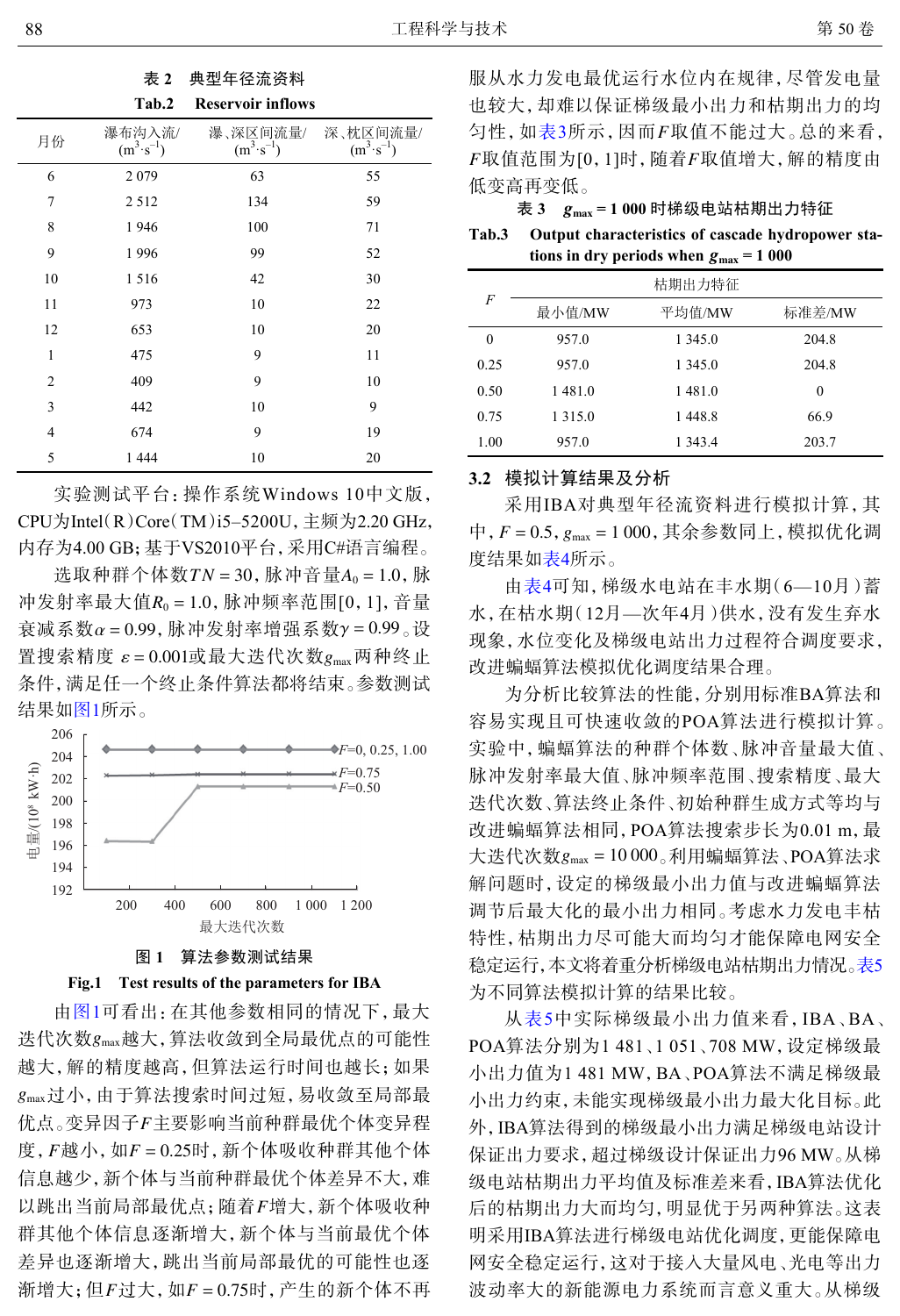表 2　典型年径流资料

Tab.2　Reservoir inflows

| 月份 | 瀑布沟入流/($m^3 \cdot s^{-1}$) | 瀑、深区间流量/($m^3 \cdot s^{-1}$) | 深、枕区间流量/($m^3 \cdot s^{-1}$) |
|---|---|---|---|
| 6 | 2 079 | 63 | 55 |
| 7 | 2 512 | 134 | 59 |
| 8 | 1 946 | 100 | 71 |
| 9 | 1 996 | 99 | 52 |
| 10 | 1 516 | 42 | 30 |
| 11 | 973 | 10 | 22 |
| 12 | 653 | 10 | 20 |
| 1 | 475 | 9 | 11 |
| 2 | 409 | 9 | 10 |
| 3 | 442 | 10 | 9 |
| 4 | 674 | 9 | 19 |
| 5 | 1 444 | 10 | 20 |

实验测试平台：操作系统Windows 10中文版，CPU为Intel(R)Core(TM)i5–5200U，主频为2.20 GHz，内存为4.00 GB；基于VS2010平台，采用C#语言编程。

选取种群个体数$TN = 30$，脉冲音量$A_0 = 1.0$，脉冲发射率最大值$R_0 = 1.0$，脉冲频率范围[0, 1]，音量衰减系数$\alpha = 0.99$，脉冲发射率增强系数$\gamma = 0.99$。设置搜索精度 $\varepsilon = 0.001$或最大迭代次数$g_{max}$两种终止条件，满足任一个终止条件算法都将结束。参数测试结果如图1所示。

图 1　算法参数测试结果

Fig.1　Test results of the parameters for IBA

由图1可看出：在其他参数相同的情况下，最大迭代次数$g_{max}$越大，算法收敛到全局最优点的可能性越大，解的精度越高，但算法运行时间也越长；如果$g_{max}$过小，由于算法搜索时间过短，易收敛至局部最优点。变异因子$F$主要影响当前种群最优个体变异程度，$F$越小，如$F = 0.25$时，新个体吸收种群其他个体信息越少，新个体与当前种群最优个体差异不大，难以跳出当前局部最优点；随着$F$增大，新个体吸收种群其他个体信息逐渐增大，新个体与当前最优个体差异也逐渐增大，跳出当前局部最优的可能性也逐渐增大；但$F$过大，如$F = 0.75$时，产生的新个体不再服从水力发电最优运行水位内在规律，尽管发电量也较大，却难以保证梯级最小出力和枯期出力的均匀性，如表3所示，因而$F$取值不能过大。总的来看，$F$取值范围为[0, 1]时，随着$F$取值增大，解的精度由低变高再变低。

表 3　$g_{max} = 1\ 000$ 时梯级电站枯期出力特征

Tab.3　Output characteristics of cascade hydropower stations in dry periods when $g_{max} = 1\ 000$

| $F$ | 枯期出力特征 | | |
|---|---|---|---|
| | 最小值/MW | 平均值/MW | 标准差/MW |
| 0 | 957.0 | 1 345.0 | 204.8 |
| 0.25 | 957.0 | 1 345.0 | 204.8 |
| 0.50 | 1 481.0 | 1 481.0 | 0 |
| 0.75 | 1 315.0 | 1 448.8 | 66.9 |
| 1.00 | 957.0 | 1 343.4 | 203.7 |

## 3.2　模拟计算结果及分析

采用IBA对典型年径流资料进行模拟计算，其中，$F = 0.5$，$g_{max} = 1\ 000$，其余参数同上，模拟优化调度结果如表4所示。

由表4可知，梯级水电站在丰水期(6—10月)蓄水，在枯水期(12月—次年4月)供水，没有发生弃水现象，水位变化及梯级电站出力过程符合调度要求，改进蝙蝠算法模拟优化调度结果合理。

为分析比较算法的性能，分别用标准BA算法和容易实现且可快速收敛的POA算法进行模拟计算。实验中，蝙蝠算法的种群个体数、脉冲音量最大值、脉冲发射率最大值、脉冲频率范围、搜索精度、最大迭代次数、算法终止条件、初始种群生成方式等均与改进蝙蝠算法相同，POA算法搜索步长为0.01 m，最大迭代次数$g_{max} = 10\ 000$。利用蝙蝠算法、POA算法求解问题时，设定的梯级最小出力值与改进蝙蝠算法调节后最大化的最小出力相同。考虑水力发电丰枯特性，枯期出力尽可能大而均匀才能保障电网安全稳定运行，本文将着重分析梯级电站枯期出力情况。表5为不同算法模拟计算的结果比较。

从表5中实际梯级最小出力值来看，IBA、BA、POA算法分别为1 481、1 051、708 MW，设定梯级最小出力值为1 481 MW，BA、POA算法不满足梯级最小出力约束，未能实现梯级最小出力最大化目标。此外，IBA算法得到的梯级最小出力满足梯级电站设计保证出力要求，超过梯级设计保证出力96 MW。从梯级电站枯期出力平均值及标准差来看，IBA算法优化后的枯期出力大而均匀，明显优于另两种算法。这表明采用IBA算法进行梯级电站优化调度，更能保障电网安全稳定运行，这对于接入大量风电、光电等出力波动率大的新能源电力系统而言意义重大。从梯级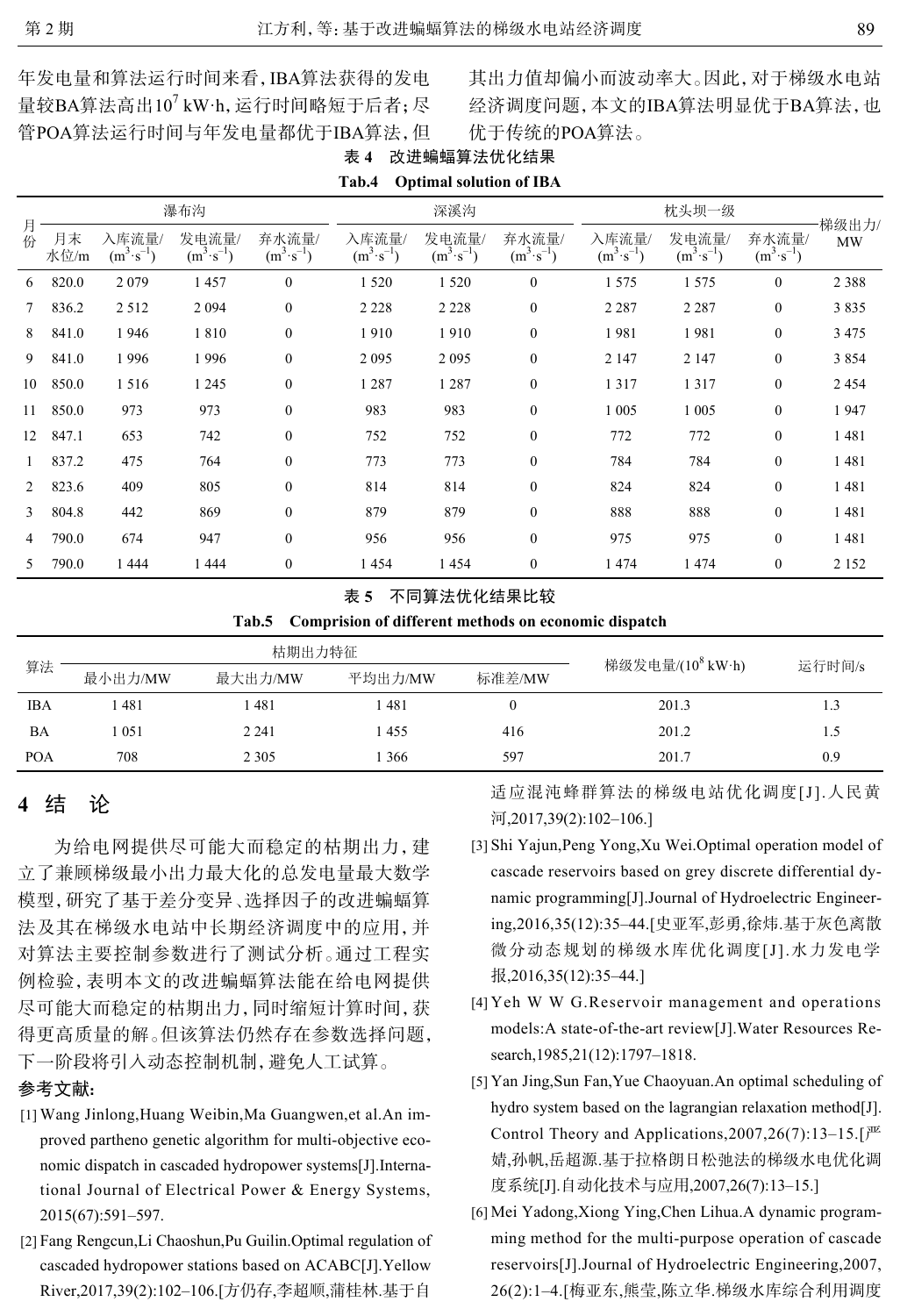年发电量和算法运行时间来看，IBA算法获得的发电量较BA算法高出$10^7$ kW·h，运行时间略短于后者；尽管POA算法运行时间与年发电量都优于IBA算法，但其出力值却偏小而波动率大。因此，对于梯级水电站经济调度问题，本文的IBA算法明显优于BA算法，也优于传统的POA算法。

表 4　改进蝙蝠算法优化结果

Tab.4　Optimal solution of IBA

| 月份 | 瀑布沟 | | | | 深溪沟 | | | 枕头坝一级 | | | 梯级出力/MW |
|---|---|---|---|---|---|---|---|---|---|---|---|
| | 月末水位/m | 入库流量/($m^3 \cdot s^{-1}$) | 发电流量/($m^3 \cdot s^{-1}$) | 弃水流量/($m^3 \cdot s^{-1}$) | 入库流量/($m^3 \cdot s^{-1}$) | 发电流量/($m^3 \cdot s^{-1}$) | 弃水流量/($m^3 \cdot s^{-1}$) | 入库流量/($m^3 \cdot s^{-1}$) | 发电流量/($m^3 \cdot s^{-1}$) | 弃水流量/($m^3 \cdot s^{-1}$) | |
| 6 | 820.0 | 2 079 | 1 457 | 0 | 1 520 | 1 520 | 0 | 1 575 | 1 575 | 0 | 2 388 |
| 7 | 836.2 | 2 512 | 2 094 | 0 | 2 228 | 2 228 | 0 | 2 287 | 2 287 | 0 | 3 835 |
| 8 | 841.0 | 1 946 | 1 810 | 0 | 1 910 | 1 910 | 0 | 1 981 | 1 981 | 0 | 3 475 |
| 9 | 841.0 | 1 996 | 1 996 | 0 | 2 095 | 2 095 | 0 | 2 147 | 2 147 | 0 | 3 854 |
| 10 | 850.0 | 1 516 | 1 245 | 0 | 1 287 | 1 287 | 0 | 1 317 | 1 317 | 0 | 2 454 |
| 11 | 850.0 | 973 | 973 | 0 | 983 | 983 | 0 | 1 005 | 1 005 | 0 | 1 947 |
| 12 | 847.1 | 653 | 742 | 0 | 752 | 752 | 0 | 772 | 772 | 0 | 1 481 |
| 1 | 837.2 | 475 | 764 | 0 | 773 | 773 | 0 | 784 | 784 | 0 | 1 481 |
| 2 | 823.6 | 409 | 805 | 0 | 814 | 814 | 0 | 824 | 824 | 0 | 1 481 |
| 3 | 804.8 | 442 | 869 | 0 | 879 | 879 | 0 | 888 | 888 | 0 | 1 481 |
| 4 | 790.0 | 674 | 947 | 0 | 956 | 956 | 0 | 975 | 975 | 0 | 1 481 |
| 5 | 790.0 | 1 444 | 1 444 | 0 | 1 454 | 1 454 | 0 | 1 474 | 1 474 | 0 | 2 152 |

表 5　不同算法优化结果比较

Tab.5　Comprision of different methods on economic dispatch

| 算法 | 枯期出力特征 | | | | 梯级发电量/($10^8$ kW·h) | 运行时间/s |
|---|---|---|---|---|---|---|
| | 最小出力/MW | 最大出力/MW | 平均出力/MW | 标准差/MW | | |
| IBA | 1 481 | 1 481 | 1 481 | 0 | 201.3 | 1.3 |
| BA | 1 051 | 2 241 | 1 455 | 416 | 201.2 | 1.5 |
| POA | 708 | 2 305 | 1 366 | 597 | 201.7 | 0.9 |

## 4 结　论

为给电网提供尽可能大而稳定的枯期出力，建立了兼顾梯级最小出力最大化的总发电量最大数学模型，研究了基于差分变异、选择因子的改进蝙蝠算法及其在梯级水电站中长期经济调度中的应用，并对算法主要控制参数进行了测试分析。通过工程实例检验，表明本文的改进蝙蝠算法能在给电网提供尽可能大而稳定的枯期出力，同时缩短计算时间，获得更高质量的解。但该算法仍然存在参数选择问题，下一阶段将引入动态控制机制，避免人工试算。

**参考文献：**

[1] Wang Jinlong,Huang Weibin,Ma Guangwen,et al.An improved partheno genetic algorithm for multi-objective economic dispatch in cascaded hydropower systems[J].International Journal of Electrical Power & Energy Systems,2015(67):591–597.

[2] Fang Rengcun,Li Chaoshun,Pu Guilin.Optimal regulation of cascaded hydropower stations based on ACABC[J].Yellow River,2017,39(2):102–106.[方仍存,李超顺,蒲桂林.基于自适应混沌蜂群算法的梯级电站优化调度[J].人民黄河,2017,39(2):102–106.]

[3] Shi Yajun,Peng Yong,Xu Wei.Optimal operation model of cascade reservoirs based on grey discrete differential dynamic programming[J].Journal of Hydroelectric Engineering,2016,35(12):35–44.[史亚军,彭勇,徐炜.基于灰色离散微分动态规划的梯级水库优化调度[J].水力发电学报,2016,35(12):35–44.]

[4] Yeh W W G.Reservoir management and operations models:A state-of-the-art review[J].Water Resources Research,1985,21(12):1797–1818.

[5] Yan Jing,Sun Fan,Yue Chaoyuan.An optimal scheduling of hydro system based on the lagrangian relaxation method[J].Control Theory and Applications,2007,26(7):13–15.[严婧,孙帆,岳超源.基于拉格朗日松弛法的梯级水电优化调度系统[J].自动化技术与应用,2007,26(7):13–15.]

[6] Mei Yadong,Xiong Ying,Chen Lihua.A dynamic programming method for the multi-purpose operation of cascade reservoirs[J].Journal of Hydroelectric Engineering,2007,26(2):1–4.[梅亚东,熊莹,陈立华.梯级水库综合利用调度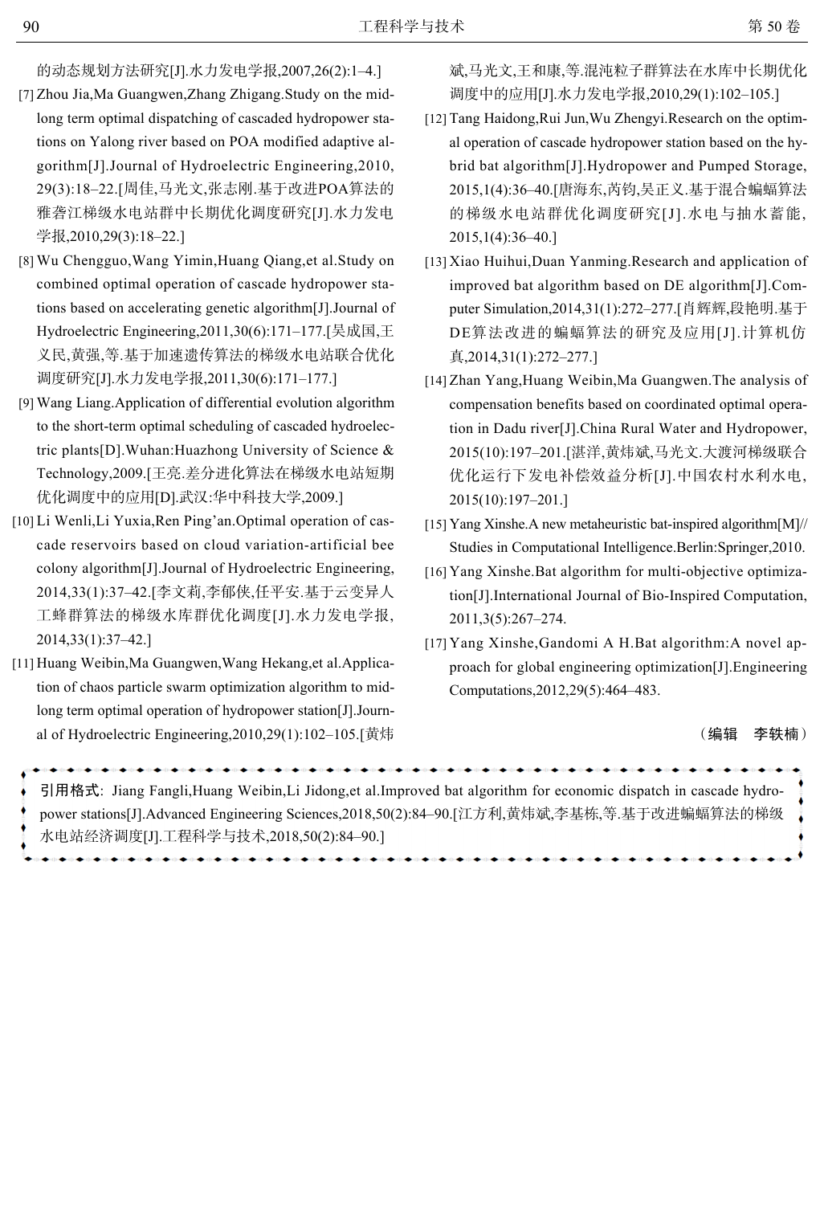的动态规划方法研究[J].水力发电学报,2007,26(2):1–4.]

[7] Zhou Jia,Ma Guangwen,Zhang Zhigang.Study on the mid-long term optimal dispatching of cascaded hydropower stations on Yalong river based on POA modified adaptive algorithm[J].Journal of Hydroelectric Engineering,2010,29(3):18–22.[周佳,马光文,张志刚.基于改进POA算法的雅砻江梯级水电站群中长期优化调度研究[J].水力发电学报,2010,29(3):18–22.]

[8] Wu Chengguo,Wang Yimin,Huang Qiang,et al.Study on combined optimal operation of cascade hydropower stations based on accelerating genetic algorithm[J].Journal of Hydroelectric Engineering,2011,30(6):171–177.[吴成国,王义民,黄强,等.基于加速遗传算法的梯级水电站联合优化调度研究[J].水力发电学报,2011,30(6):171–177.]

[9] Wang Liang.Application of differential evolution algorithm to the short-term optimal scheduling of cascaded hydroelectric plants[D].Wuhan:Huazhong University of Science & Technology,2009.[王亮.差分进化算法在梯级水电站短期优化调度中的应用[D].武汉:华中科技大学,2009.]

[10] Li Wenli,Li Yuxia,Ren Ping'an.Optimal operation of cascade reservoirs based on cloud variation-artificial bee colony algorithm[J].Journal of Hydroelectric Engineering,2014,33(1):37–42.[李文莉,李郁侠,任平安.基于云变异人工蜂群算法的梯级水库群优化调度[J].水力发电学报,2014,33(1):37–42.]

[11] Huang Weibin,Ma Guangwen,Wang Hekang,et al.Application of chaos particle swarm optimization algorithm to mid-long term optimal operation of hydropower station[J].Journal of Hydroelectric Engineering,2010,29(1):102–105.[黄炜斌,马光文,王和康,等.混沌粒子群算法在水库中长期优化调度中的应用[J].水力发电学报,2010,29(1):102–105.]

[12] Tang Haidong,Rui Jun,Wu Zhengyi.Research on the optimal operation of cascade hydropower station based on the hybrid bat algorithm[J].Hydropower and Pumped Storage,2015,1(4):36–40.[唐海东,芮钧,吴正义.基于混合蝙蝠算法的梯级水电站群优化调度研究[J].水电与抽水蓄能,2015,1(4):36–40.]

[13] Xiao Huihui,Duan Yanming.Research and application of improved bat algorithm based on DE algorithm[J].Computer Simulation,2014,31(1):272–277.[肖辉辉,段艳明.基于DE算法改进的蝙蝠算法的研究及应用[J].计算机仿真,2014,31(1):272–277.]

[14] Zhan Yang,Huang Weibin,Ma Guangwen.The analysis of compensation benefits based on coordinated optimal operation in Dadu river[J].China Rural Water and Hydropower,2015(10):197–201.[湛洋,黄炜斌,马光文.大渡河梯级联合优化运行下发电补偿效益分析[J].中国农村水利水电,2015(10):197–201.]

[15] Yang Xinshe.A new metaheuristic bat-inspired algorithm[M]//Studies in Computational Intelligence.Berlin:Springer,2010.

[16] Yang Xinshe.Bat algorithm for multi-objective optimization[J].International Journal of Bio-Inspired Computation,2011,3(5):267–274.

[17] Yang Xinshe,Gandomi A H.Bat algorithm:A novel approach for global engineering optimization[J].Engineering Computations,2012,29(5):464–483.

（编辑　李轶楠）

**引用格式**：Jiang Fangli,Huang Weibin,Li Jidong,et al.Improved bat algorithm for economic dispatch in cascade hydropower stations[J].Advanced Engineering Sciences,2018,50(2):84–90.[江方利,黄炜斌,李基栋,等.基于改进蝙蝠算法的梯级水电站经济调度[J].工程科学与技术,2018,50(2):84–90.]